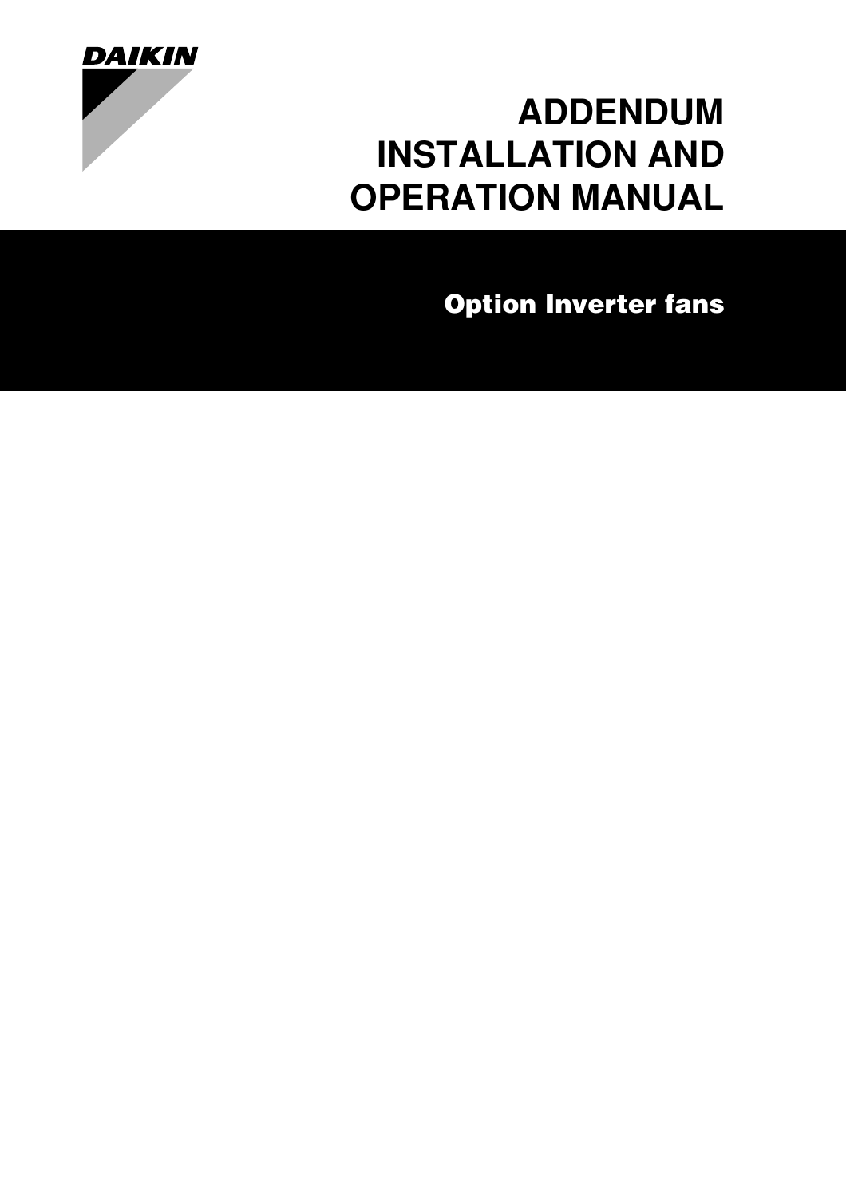DAIKIN

# ADDENDUM INSTALLATION AND OPERATION MANUAL

## Option Inverter fans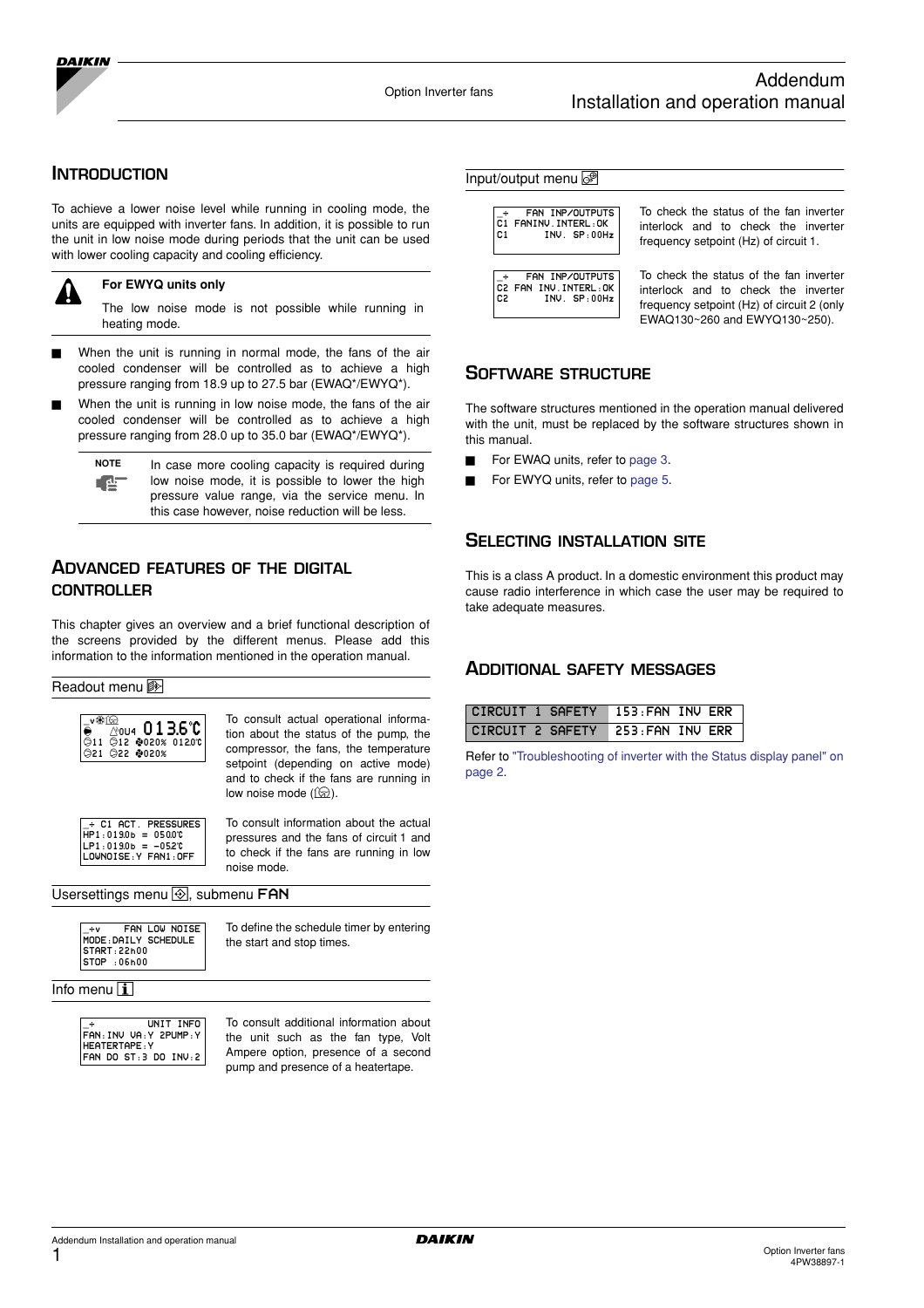## Introduction

To achieve a lower noise level while running in cooling mode, the units are equipped with inverter fans. In addition, it is possible to run the unit in low noise mode during periods that the unit can be used with lower cooling capacity and cooling efficiency.

> **For EWYQ units only**
>
> The low noise mode is not possible while running in heating mode.

- When the unit is running in normal mode, the fans of the air cooled condenser will be controlled as to achieve a high pressure ranging from 18.9 up to 27.5 bar (EWAQ*/EWYQ*).
- When the unit is running in low noise mode, the fans of the air cooled condenser will be controlled as to achieve a high pressure ranging from 28.0 up to 35.0 bar (EWAQ*/EWYQ*).

> **NOTE**
>
> In case more cooling capacity is required during low noise mode, it is possible to lower the high pressure value range, via the service menu. In this case however, noise reduction will be less.

## Advanced features of the digital controller

This chapter gives an overview and a brief functional description of the screens provided by the different menus. Please add this information to the information mentioned in the operation manual.

### Readout menu

```
_v
      0U4  013.6°C
11  12  020%  012.0°C
21  22  020%
```

To consult actual operational information about the status of the pump, the compressor, the fans, the temperature setpoint (depending on active mode) and to check if the fans are running in low noise mode.

```
_÷ C1 ACT. PRESSURES
HP1:019.0b = 050.0°C
LP1:019.0b = -052°C
LOWNOISE:Y FAN1:OFF
```

To consult information about the actual pressures and the fans of circuit 1 and to check if the fans are running in low noise mode.

### Usersettings menu, submenu FAN

```
_÷v    FAN LOW NOISE
MODE:DAILY SCHEDULE
START:22h00
STOP :06h00
```

To define the schedule timer by entering the start and stop times.

### Info menu

```
_÷          UNIT INFO
FAN:INV VA:Y 2PUMP:Y
HEATERTAPE:Y
FAN DO ST:3 DO INV:2
```

To consult additional information about the unit such as the fan type, Volt Ampere option, presence of a second pump and presence of a heatertape.

### Input/output menu

```
_÷   FAN INP/OUTPUTS
C1 FANINV.INTERL:OK
C1      INV. SP:00Hz
```

To check the status of the fan inverter interlock and to check the inverter frequency setpoint (Hz) of circuit 1.

```
_÷   FAN INP/OUTPUTS
C2 FAN INV.INTERL:OK
C2      INV. SP:00Hz
```

To check the status of the fan inverter interlock and to check the inverter frequency setpoint (Hz) of circuit 2 (only EWAQ130~260 and EWYQ130~250).

## Software structure

The software structures mentioned in the operation manual delivered with the unit, must be replaced by the software structures shown in this manual.

- For EWAQ units, refer to page 3.
- For EWYQ units, refer to page 5.

## Selecting installation site

This is a class A product. In a domestic environment this product may cause radio interference in which case the user may be required to take adequate measures.

## Additional safety messages

| | |
|---|---|
| CIRCUIT 1 SAFETY | 153:FAN INV ERR |
| CIRCUIT 2 SAFETY | 253:FAN INV ERR |

Refer to "Troubleshooting of inverter with the Status display panel" on page 2.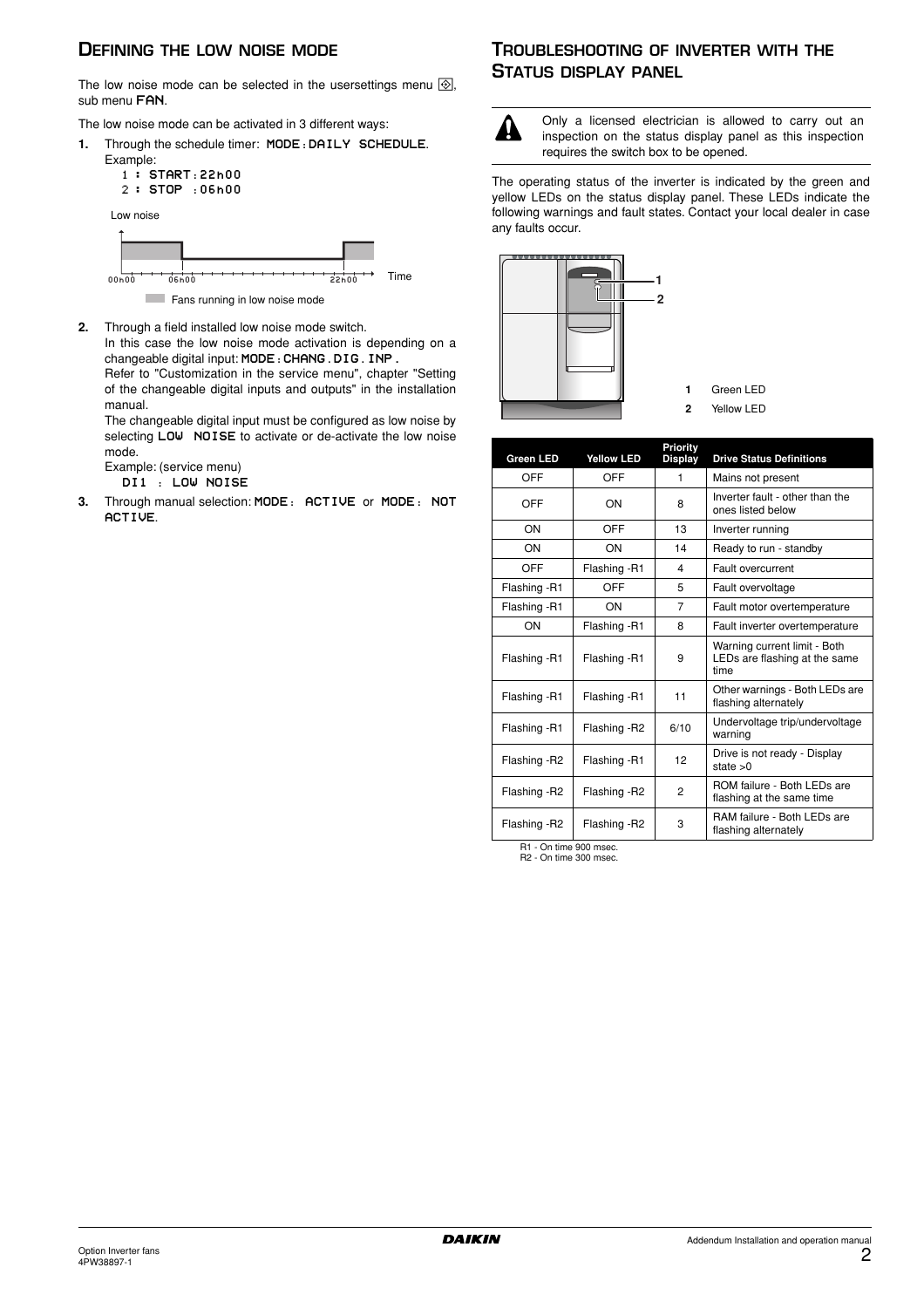## Defining the low noise mode

The low noise mode can be selected in the usersettings menu, sub menu FAN.

The low noise mode can be activated in 3 different ways:

1. Through the schedule timer: MODE:DAILY SCHEDULE.
   Example:
   1 : START:22h00
   2 : STOP :06h00

   Low noise

   00h00 06h00 22h00 Time

   Fans running in low noise mode

2. Through a field installed low noise mode switch.
   In this case the low noise mode activation is depending on a changeable digital input: MODE:CHANG.DIG.INP.
   Refer to "Customization in the service menu", chapter "Setting of the changeable digital inputs and outputs" in the installation manual.
   The changeable digital input must be configured as low noise by selecting LOW NOISE to activate or de-activate the low noise mode.
   Example: (service menu)
   DI1 : LOW NOISE

3. Through manual selection: MODE: ACTIVE or MODE: NOT ACTIVE.

## Troubleshooting of inverter with the status display panel

Only a licensed electrician is allowed to carry out an inspection on the status display panel as this inspection requires the switch box to be opened.

The operating status of the inverter is indicated by the green and yellow LEDs on the status display panel. These LEDs indicate the following warnings and fault states. Contact your local dealer in case any faults occur.

1 Green LED
2 Yellow LED

| Green LED | Yellow LED | Priority Display | Drive Status Definitions |
|---|---|---|---|
| OFF | OFF | 1 | Mains not present |
| OFF | ON | 8 | Inverter fault - other than the ones listed below |
| ON | OFF | 13 | Inverter running |
| ON | ON | 14 | Ready to run - standby |
| OFF | Flashing -R1 | 4 | Fault overcurrent |
| Flashing -R1 | OFF | 5 | Fault overvoltage |
| Flashing -R1 | ON | 7 | Fault motor overtemperature |
| ON | Flashing -R1 | 8 | Fault inverter overtemperature |
| Flashing -R1 | Flashing -R1 | 9 | Warning current limit - Both LEDs are flashing at the same time |
| Flashing -R1 | Flashing -R1 | 11 | Other warnings - Both LEDs are flashing alternately |
| Flashing -R1 | Flashing -R2 | 6/10 | Undervoltage trip/undervoltage warning |
| Flashing -R2 | Flashing -R1 | 12 | Drive is not ready - Display state >0 |
| Flashing -R2 | Flashing -R2 | 2 | ROM failure - Both LEDs are flashing at the same time |
| Flashing -R2 | Flashing -R2 | 3 | RAM failure - Both LEDs are flashing alternately |

R1 - On time 900 msec.
R2 - On time 300 msec.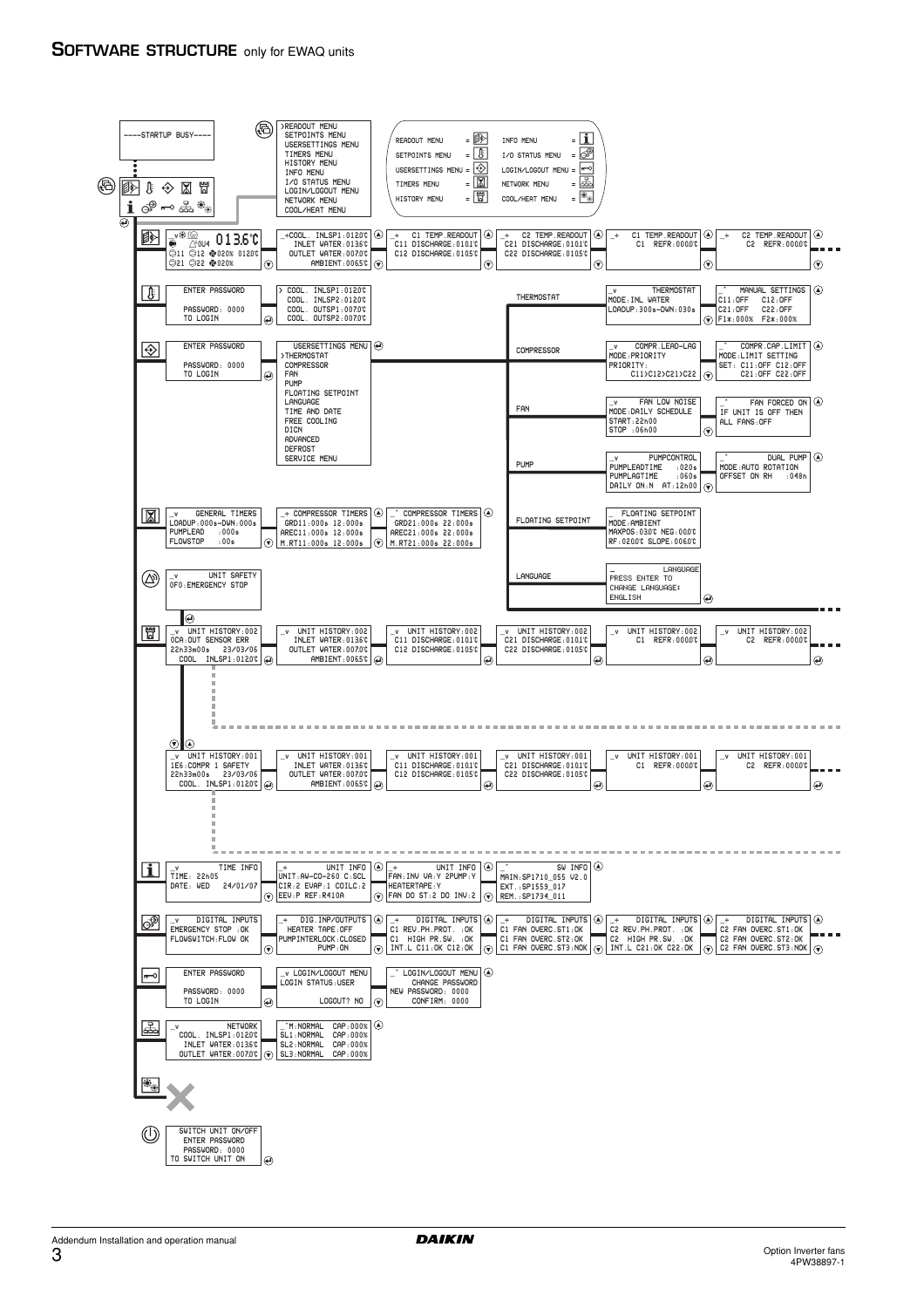# SOFTWARE STRUCTURE only for EWAQ units

```
----STARTUP BUSY----
```

```
>READOUT MENU
SETPOINTS MENU
USERSETTINGS MENU
TIMERS MENU
HISTORY MENU
INFO MENU
I/O STATUS MENU
LOGIN/LOGOUT MENU
NETWORK MENU
COOL/HEAT MENU
```

| | | | |
|---|---|---|---|
| READOUT MENU | = | INFO MENU | = |
| SETPOINTS MENU | = | I/O STATUS MENU | = |
| USERSETTINGS MENU | = | LOGIN/LOGOUT MENU | = |
| TIMERS MENU | = | NETWORK MENU | = |
| HISTORY MENU | = | COOL/HEAT MENU | = |

**Readout**

```
_v          0U4  013.6°C
C11 C12 020% 0120°C
C21 C22 020%
```
```
_+COOL. INLSP1:0120°C
INLET WATER:0136°C
OUTLET WATER:0070°C
AMBIENT:0065°C
```
```
_+ C1 TEMP.READOUT
C11 DISCHARGE:0101°C
C12 DISCHARGE:0105°C
```
```
_+ C2 TEMP.READOUT
C21 DISCHARGE:0101°C
C22 DISCHARGE:0105°C
```
```
_+ C1 TEMP.READOUT
C1 REFR:0000°C
```
```
_+ C2 TEMP.READOUT
C2 REFR:0000°C
```

**Setpoints**

```
ENTER PASSWORD
PASSWORD: 0000
TO LOGIN
```
```
> COOL. INLSP1:0120°C
COOL. INLSP2:0120°C
COOL. OUTSP1:0070°C
COOL. OUTSP2:0070°C
```

**Usersettings**

```
ENTER PASSWORD
PASSWORD: 0000
TO LOGIN
```
```
USERSETTINGS MENU
>THERMOSTAT
COMPRESSOR
FAN
PUMP
FLOATING SETPOINT
LANGUAGE
TIME AND DATE
FREE COOLING
DICN
ADVANCED
DEFROST
SERVICE MENU
```

THERMOSTAT
```
_v THERMOSTAT
MODE:INL WATER
LOADUP:300s-DWN:030s
```
```
_^ MANUAL SETTINGS
C11:OFF C12:OFF
C21:OFF C22:OFF
F1*:000% F2*:000%
```

COMPRESSOR
```
_v COMPR.LEAD-LAG
MODE:PRIORITY
PRIORITY:
C11>C12>C21>C22
```
```
_^ COMPR.CAP.LIMIT
MODE:LIMIT SETTING
SET: C11:OFF C12:OFF
C21:OFF C22:OFF
```

FAN
```
_v FAN LOW NOISE
MODE:DAILY SCHEDULE
START:22h00
STOP :06h00
```
```
_^ FAN FORCED ON
IF UNIT IS OFF THEN
ALL FANS:OFF
```

PUMP
```
_v PUMPCONTROL
PUMPLEADTIME :020s
PUMPLAGTIME :060s
DAILY ON:N AT:12h00
```
```
_^ DUAL PUMP
MODE:AUTO ROTATION
OFFSET ON RH :048h
```

FLOATING SETPOINT
```
_ FLOATING SETPOINT
MODE:AMBIENT
MAXPOS:030°C NEG:000°C
RF:0200°C SLOPE:0060°C
```

LANGUAGE
```
_ LANGUAGE
PRESS ENTER TO
CHANGE LANGUAGE:
ENGLISH
```

**Timers**

```
_v GENERAL TIMERS
LOADUP:000s-DWN:000s
PUMPLEAD :000s
FLOWSTOP :00s
```
```
_+ COMPRESSOR TIMERS
GRD11:000s 12:000s
AREC11:000s 12:000s
M.RT11:000s 12:000s
```
```
_^ COMPRESSOR TIMERS
GRD21:000s 22:000s
AREC21:000s 22:000s
M.RT21:000s 22:000s
```

**Unit safety**

```
_v UNIT SAFETY
0F0:EMERGENCY STOP
```

**History**

```
_v UNIT HISTORY:002
0CA:OUT SENSOR ERR
22h33m00s 23/03/06
COOL INLSP1:0120°C
```
```
_v UNIT HISTORY:002
INLET WATER:0136°C
OUTLET WATER:0070°C
AMBIENT:0065°C
```
```
_v UNIT HISTORY:002
C11 DISCHARGE:0101°C
C12 DISCHARGE:0105°C
```
```
_v UNIT HISTORY:002
C21 DISCHARGE:0101°C
C22 DISCHARGE:0105°C
```
```
_v UNIT HISTORY:002
C1 REFR:0000°C
```
```
_v UNIT HISTORY:002
C2 REFR:0000°C
```

```
_v UNIT HISTORY:001
1E6:COMPR 1 SAFETY
22h33m00s 23/03/06
COOL. INLSP1:0120°C
```
```
_v UNIT HISTORY:001
INLET WATER:0136°C
OUTLET WATER:0070°C
AMBIENT:0065°C
```
```
_v UNIT HISTORY:001
C11 DISCHARGE:0101°C
C12 DISCHARGE:0105°C
```
```
_v UNIT HISTORY:001
C21 DISCHARGE:0101°C
C22 DISCHARGE:0105°C
```
```
_v UNIT HISTORY:001
C1 REFR:0000°C
```
```
_v UNIT HISTORY:001
C2 REFR:0000°C
```

**Info**

```
_v TIME INFO
TIME: 22h05
DATE: WED 24/01/07
```
```
_+ UNIT INFO
UNIT:AW-CO-260 C:SCL
CIR:2 EVAP:1 COILC:2
EEV:P REF:R410A
```
```
_+ UNIT INFO
FAN:INV VA:Y 2PUMP:Y
HEATERTAPE:Y
FAN DO ST:2 DO INV:2
```
```
_^ SW INFO
MAIN:SP1710_055 V2.0
EXT.:SP1559_017
REM.:SP1734_011
```

**I/O status**

```
_v DIGITAL INPUTS
EMERGENCY STOP :OK
FLOWSWITCH:FLOW OK
```
```
_+ DIG.INP/OUTPUTS
HEATER TAPE:OFF
PUMPINTERLOCK:CLOSED
PUMP:ON
```
```
_+ DIGITAL INPUTS
C1 REV.PH.PROT. :OK
C1 HIGH PR.SW. :OK
INT.L C11:OK C12:OK
```
```
_+ DIGITAL INPUTS
C1 FAN OVERC.ST1:OK
C1 FAN OVERC.ST2:OK
C1 FAN OVERC.ST3:NOK
```
```
_+ DIGITAL INPUTS
C2 REV.PH.PROT. :OK
C2 HIGH PR.SW. :OK
INT.L C21:OK C22:OK
```
```
_+ DIGITAL INPUTS
C2 FAN OVERC.ST1:OK
C2 FAN OVERC.ST2:OK
C2 FAN OVERC.ST3:NOK
```

**Login/Logout**

```
ENTER PASSWORD
PASSWORD: 0000
TO LOGIN
```
```
_v LOGIN/LOGOUT MENU
LOGIN STATUS:USER
LOGOUT? NO
```
```
_^ LOGIN/LOGOUT MENU
CHANGE PASSWORD
NEW PASSWORD: 0000
CONFIRM: 0000
```

**Network**

```
_v NETWORK
COOL. INLSP1:0120°C
INLET WATER:0136°C
OUTLET WATER:0070°C
```
```
_^M:NORMAL CAP:000%
SL1:NORMAL CAP:000%
SL2:NORMAL CAP:000%
SL3:NORMAL CAP:000%
```

**Cool/Heat menu**: X (not available)

**On/Off**

```
SWITCH UNIT ON/OFF
ENTER PASSWORD
PASSWORD: 0000
TO SWITCH UNIT ON
```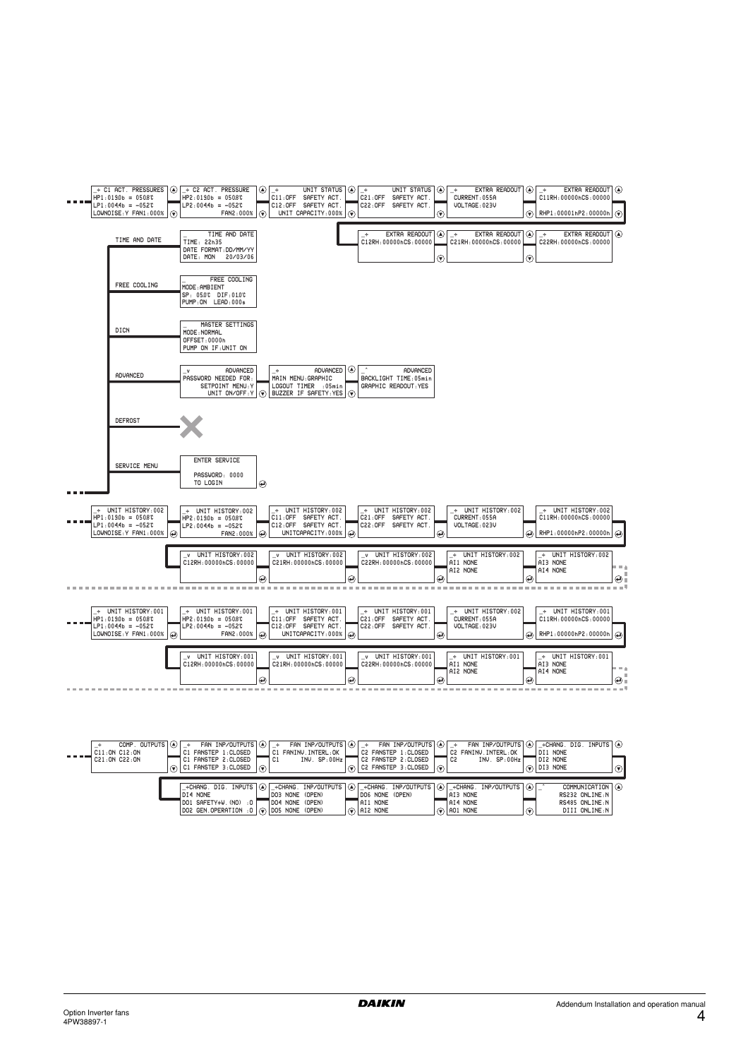```
_÷ C1 ACT. PRESSURES     _÷ C2 ACT. PRESSURE      _÷        UNIT STATUS     _÷        UNIT STATUS     _÷     EXTRA READOUT     _÷     EXTRA READOUT
HP1:0190b = 0508°C       HP2:0190b = 0508°C       C11:OFF  SAFETY ACT.     C21:OFF  SAFETY ACT.     CURRENT:055A          C11RH:00000hCS:00000
LP1:0044b = -052°C       LP2:0044b = -052°C       C12:OFF  SAFETY ACT.     C22:OFF  SAFETY ACT.     VOLTAGE:023V
LOWNOISE:Y FAN1:000%                 FAN2:000%      UNIT CAPACITY:000%                                                    RHP1:00001hP2:00000h

                                                                           _÷     EXTRA READOUT     _÷     EXTRA READOUT     _÷     EXTRA READOUT
                                                                           C12RH:00000hCS:00000     C21RH:00000hCS:00000     C22RH:00000hCS:00000

TIME AND DATE            _          TIME AND DATE
                         TIME: 22h35
                         DATE FORMAT:DD/MM/YY
                         DATE: MON   20/03/06

FREE COOLING             _          FREE COOLING
                         MODE:AMBIENT
                         SP: 050°C  DIF:010°C
                         PUMP:ON  LEAD:000s

DICN                     _        MASTER SETTINGS
                         MODE:NORMAL
                         OFFSET:0000h
                         PUMP ON IF:UNIT ON

ADVANCED                 _v            ADVANCED     _÷            ADVANCED     _^            ADVANCED
                         PASSWORD NEEDED FOR:       MAIN MENU:GRAPHIC          BACKLIGHT TIME:05min
                             SETPOINT MENU:Y        LOGOUT TIMER  :05min       GRAPHIC READOUT:YES
                               UNIT ON/OFF:Y        BUZZER IF SAFETY:YES

DEFROST                  X

SERVICE MENU                ENTER SERVICE
                            PASSWORD: 0000
                            TO LOGIN
```

```
_÷  UNIT HISTORY:002     _÷  UNIT HISTORY:002     _÷  UNIT HISTORY:002     _÷  UNIT HISTORY:002     _÷  UNIT HISTORY:002     _÷  UNIT HISTORY:002
HP1:0190b = 0508°C       HP2:0190b = 0508°C       C11:OFF  SAFETY ACT.     C21:OFF  SAFETY ACT.     CURRENT:055A             C11RH:00000hCS:00000
LP1:0044b = -052°C       LP2:0044b = -052°C       C12:OFF  SAFETY ACT.     C22:OFF  SAFETY ACT.     VOLTAGE:023V
LOWNOISE:Y FAN1:000%                 FAN2:000%      UNITCAPACITY:000%                                                      RHP1:00000hP2:00000h

                         _v  UNIT HISTORY:002     _v  UNIT HISTORY:002     _v  UNIT HISTORY:002     _÷  UNIT HISTORY:002     _÷  UNIT HISTORY:002
                         C12RH:00000hCS:00000     C21RH:00000hCS:00000     C22RH:00000hCS:00000     AI1 NONE                 AI3 NONE
                                                                                                    AI2 NONE                 AI4 NONE
```

```
_÷  UNIT HISTORY:001     _÷  UNIT HISTORY:001     _÷  UNIT HISTORY:001     _÷  UNIT HISTORY:001     _÷  UNIT HISTORY:002     _÷  UNIT HISTORY:001
HP1:0190b = 0508°C       HP2:0190b = 0508°C       C11:OFF  SAFETY ACT.     C21:OFF  SAFETY ACT.     CURRENT:055A             C11RH:00000hCS:00000
LP1:0044b = -052°C       LP2:0044b = -052°C       C12:OFF  SAFETY ACT.     C22:OFF  SAFETY ACT.     VOLTAGE:023V
LOWNOISE:Y FAN1:000%                 FAN2:000%      UNITCAPACITY:000%                                                      RHP1:00000hP2:00000h

                         _v  UNIT HISTORY:001     _v  UNIT HISTORY:001     _v  UNIT HISTORY:001     _÷  UNIT HISTORY:001     _÷  UNIT HISTORY:001
                         C12RH:00000hCS:00000     C21RH:00000hCS:00000     C22RH:00000hCS:00000     AI1 NONE                 AI3 NONE
                                                                                                    AI2 NONE                 AI4 NONE
```

```
_÷      COMP. OUTPUTS    _÷    FAN INP/OUTPUTS    _÷    FAN INP/OUTPUTS    _÷    FAN INP/OUTPUTS    _÷    FAN INP/OUTPUTS    _÷CHANG. DIG. INPUTS
C11:ON C12:ON            C1 FANSTEP 1:CLOSED      C1 FANINV.INTERL:OK      C2 FANSTEP 1:CLOSED      C2 FANINV.INTERL:OK      DI1 NONE
C21:ON C22:ON            C1 FANSTEP 2:CLOSED      C1       INV. SP:00Hz    C2 FANSTEP 2:CLOSED      C2       INV. SP:00Hz    DI2 NONE
                         C1 FANSTEP 3:CLOSED                               C2 FANSTEP 3:CLOSED                               DI3 NONE

                         _÷CHANG. DIG. INPUTS     _÷CHANG. INP/OUTPUTS     _÷CHANG. INP/OUTPUTS     _÷CHANG. INP/OUTPUTS     _^       COMMUNICATION
                         DI4 NONE                 DO3 NONE  (OPEN)         DO6 NONE  (OPEN)         AI3 NONE                        RS232 ONLINE:N
                         DO1 SAFETY+W. (NO)  :0   DO4 NONE  (OPEN)         AI1 NONE                 AI4 NONE                        RS485 ONLINE:N
                         DO2 GEN.OPERATION  :0    DO5 NONE  (OPEN)         AI2 NONE                 AO1 NONE                         DIII ONLINE:N
```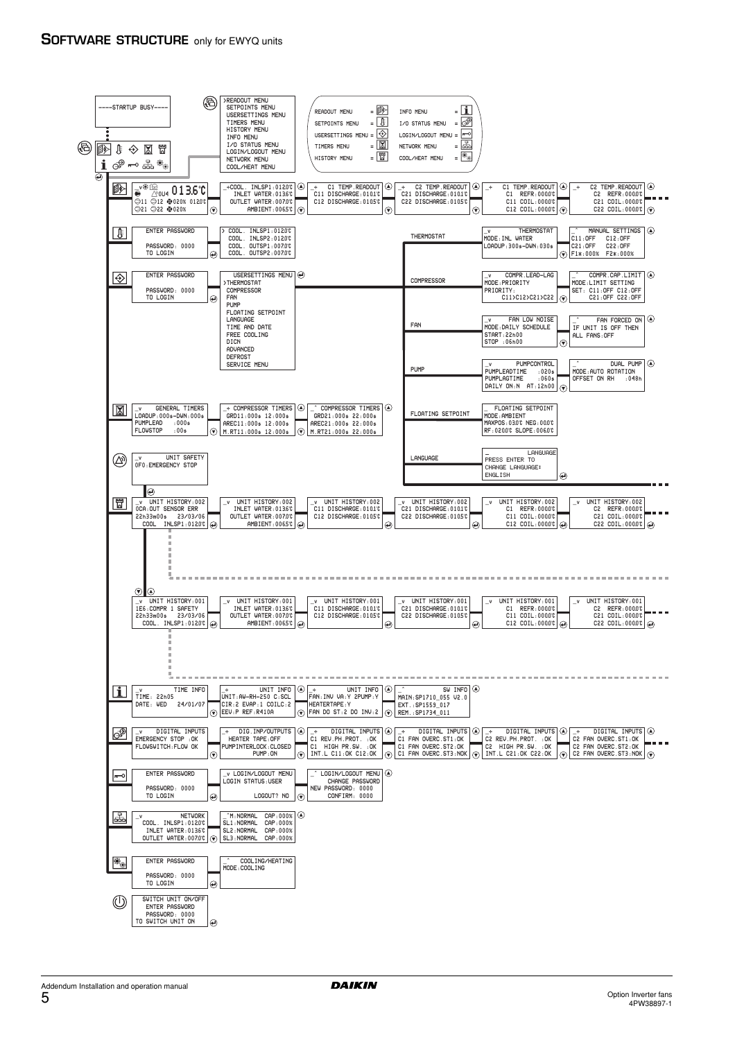# Software structure only for EWYQ units

```
----STARTUP BUSY----

>READOUT MENU
 SETPOINTS MENU
 USERSETTINGS MENU
 TIMERS MENU
 HISTORY MENU
 INFO MENU
 I/O STATUS MENU
 LOGIN/LOGOUT MENU
 NETWORK MENU
 COOL/HEAT MENU
```

| | |
|---|---|
| READOUT MENU | INFO MENU |
| SETPOINTS MENU | I/O STATUS MENU |
| USERSETTINGS MENU | LOGIN/LOGOUT MENU |
| TIMERS MENU | NETWORK MENU |
| HISTORY MENU | COOL/HEAT MENU |

**Readout menu**

```
013.6°C   0U4
C11 C12 020% 012.0°C
C21 C22 020%

_+COOL. INLSP1:012.0°C
  INLET WATER:013.6°C
 OUTLET WATER:007.0°C
      AMBIENT:006.5°C

_+   C1 TEMP.READOUT
C11 DISCHARGE:010.1°C
C12 DISCHARGE:010.5°C

_+   C2 TEMP.READOUT
C21 DISCHARGE:010.1°C
C22 DISCHARGE:010.5°C

_+   C1 TEMP.READOUT
       C1  REFR:000.0°C
      C11 COIL.:000.0°C
      C12 COIL.:000.0°C

_+   C2 TEMP.READOUT
       C2  REFR:000.0°C
      C21 COIL.:000.0°C
      C22 COIL.:000.0°C
```

**Setpoints menu**

```
ENTER PASSWORD
PASSWORD: 0000
TO LOGIN

> COOL. INLSP1:012.0°C
  COOL. INLSP2:012.0°C
  COOL. OUTSP1:007.0°C
  COOL. OUTSP2:007.0°C
```

**Usersettings menu**

```
ENTER PASSWORD
PASSWORD: 0000
TO LOGIN

USERSETTINGS MENU
>THERMOSTAT
 COMPRESSOR
 FAN
 PUMP
 FLOATING SETPOINT
 LANGUAGE
 TIME AND DATE
 FREE COOLING
 DICN
 ADVANCED
 DEFROST
 SERVICE MENU
```

THERMOSTAT

```
_v          THERMOSTAT
MODE:INL WATER
LOADUP:300s-DWN:030s

_^     MANUAL SETTINGS
C11:OFF     C12:OFF
C21:OFF     C22:OFF
F1*:000%  F2*:000%
```

COMPRESSOR

```
_v      COMPR.LEAD-LAG
MODE:PRIORITY
PRIORITY:
      C11>C12>C21>C22

_^    COMPR.CAP.LIMIT
MODE:LIMIT SETTING
SET: C11:OFF C12:OFF
     C21:OFF C22:OFF
```

FAN

```
_v       FAN LOW NOISE
MODE:DAILY SCHEDULE
START:22h00
STOP :06h00

_^       FAN FORCED ON
IF UNIT IS OFF THEN
ALL FANS:OFF
```

PUMP

```
_v         PUMPCONTROL
PUMPLEADTIME    :020s
PUMPLAGTIME     :060s
DAILY ON:N  AT:12h00

_^           DUAL PUMP
MODE:AUTO ROTATION
OFFSET ON RH    :048h
```

FLOATING SETPOINT

```
_    FLOATING SETPOINT
MODE:AMBIENT
MAXPOS:030°C NEG:00.0°C
RF:020.0°C SLOPE:006.0°C
```

LANGUAGE

```
_             LANGUAGE
PRESS ENTER TO
CHANGE LANGUAGE:
ENGLISH
```

**Timers menu**

```
_v      GENERAL TIMERS
LOADUP:000s-DWN:000s
PUMPLEAD    :000s
FLOWSTOP     :00s

_+ COMPRESSOR TIMERS
GRD11:000s 12:000s
AREC11:000s 12:000s
M.RT11:000s 12:000s

_^ COMPRESSOR TIMERS
GRD21:000s 22:000s
AREC21:000s 22:000s
M.RT21:000s 22:000s
```

**Unit safety**

```
_v         UNIT SAFETY
0F0:EMERGENCY STOP
```

**History menu**

```
_v  UNIT HISTORY:002
0CA:OUT SENSOR ERR
22h33m00s   23/03/06
 COOL  INLSP1:012.0°C

_v  UNIT HISTORY:002
  INLET WATER:013.6°C
 OUTLET WATER:007.0°C
      AMBIENT:006.5°C

_v  UNIT HISTORY:002
C11 DISCHARGE:010.1°C
C12 DISCHARGE:010.5°C

_v  UNIT HISTORY:002
C21 DISCHARGE:010.1°C
C22 DISCHARGE:010.5°C

_v  UNIT HISTORY:002
      C1  REFR:000.0°C
     C11 COIL.:000.0°C
     C12 COIL.:000.0°C

_v  UNIT HISTORY:002
      C2  REFR:000.0°C
     C21 COIL.:000.0°C
     C22 COIL.:000.0°C
```

```
_v  UNIT HISTORY:001
1E6:COMPR 1 SAFETY
22h33m00s   23/03/06
 COOL. INLSP1:012.0°C

_v  UNIT HISTORY:001
  INLET WATER:013.6°C
 OUTLET WATER:007.0°C
      AMBIENT:006.5°C

_v  UNIT HISTORY:001
C11 DISCHARGE:010.1°C
C12 DISCHARGE:010.5°C

_v  UNIT HISTORY:001
C21 DISCHARGE:010.1°C
C22 DISCHARGE:010.5°C

_v  UNIT HISTORY:001
      C1  REFR:000.0°C
     C11 COIL.:000.0°C
     C12 COIL.:000.0°C

_v  UNIT HISTORY:001
      C2  REFR:000.0°C
     C21 COIL.:000.0°C
     C22 COIL.:000.0°C
```

**Info menu**

```
_v           TIME INFO
TIME: 22h05
DATE: WED   24/01/07

_+           UNIT INFO
UNIT:AW-RH-250 C:SCL
CIR:2 EVAP:1 COILC:2
EEV:P REF:R410A

_+           UNIT INFO
FAN:INV VA:Y 2PUMP:Y
HEATERTAPE:Y
FAN DO ST:2 DO INV:2

_^             SW INFO
MAIN:SP1710_055 V2.0
EXT.:SP1559_017
REM.:SP1734_011
```

**I/O status menu**

```
_v      DIGITAL INPUTS
EMERGENCY STOP  :OK
FLOWSWITCH:FLOW OK

_+    DIG.INP/OUTPUTS
HEATER TAPE:OFF
PUMPINTERLOCK:CLOSED
          PUMP:ON

_+      DIGITAL INPUTS
C1 REV.PH.PROT.  :OK
C1  HIGH PR.SW.  :OK
INT.L C11:OK C12:OK

_+      DIGITAL INPUTS
C1 FAN OVERC.ST1:OK
C1 FAN OVERC.ST2:OK
C1 FAN OVERC.ST3:NOK

_+      DIGITAL INPUTS
C2 REV.PH.PROT.  :OK
C2  HIGH PR.SW.  :OK
INT.L C21:OK C22:OK

_+      DIGITAL INPUTS
C2 FAN OVERC.ST1:OK
C2 FAN OVERC.ST2:OK
C2 FAN OVERC.ST3:NOK
```

**Login/logout menu**

```
ENTER PASSWORD
PASSWORD: 0000
TO LOGIN

_v LOGIN/LOGOUT MENU
LOGIN STATUS:USER
           LOGOUT? NO

_^ LOGIN/LOGOUT MENU
     CHANGE PASSWORD
NEW PASSWORD: 0000
      CONFIRM: 0000
```

**Network menu**

```
_v             NETWORK
 COOL. INLSP1:012.0°C
  INLET WATER:013.6°C
 OUTLET WATER:007.0°C

_^M:NORMAL   CAP:000%
SL1:NORMAL   CAP:000%
SL2:NORMAL   CAP:000%
SL3:NORMAL   CAP:000%
```

**Cool/heat menu**

```
ENTER PASSWORD
PASSWORD: 0000
TO LOGIN

_^      COOLING/HEATING
MODE:COOLING
```

**On/off**

```
SWITCH UNIT ON/OFF
ENTER PASSWORD
PASSWORD: 0000
TO SWITCH UNIT ON
```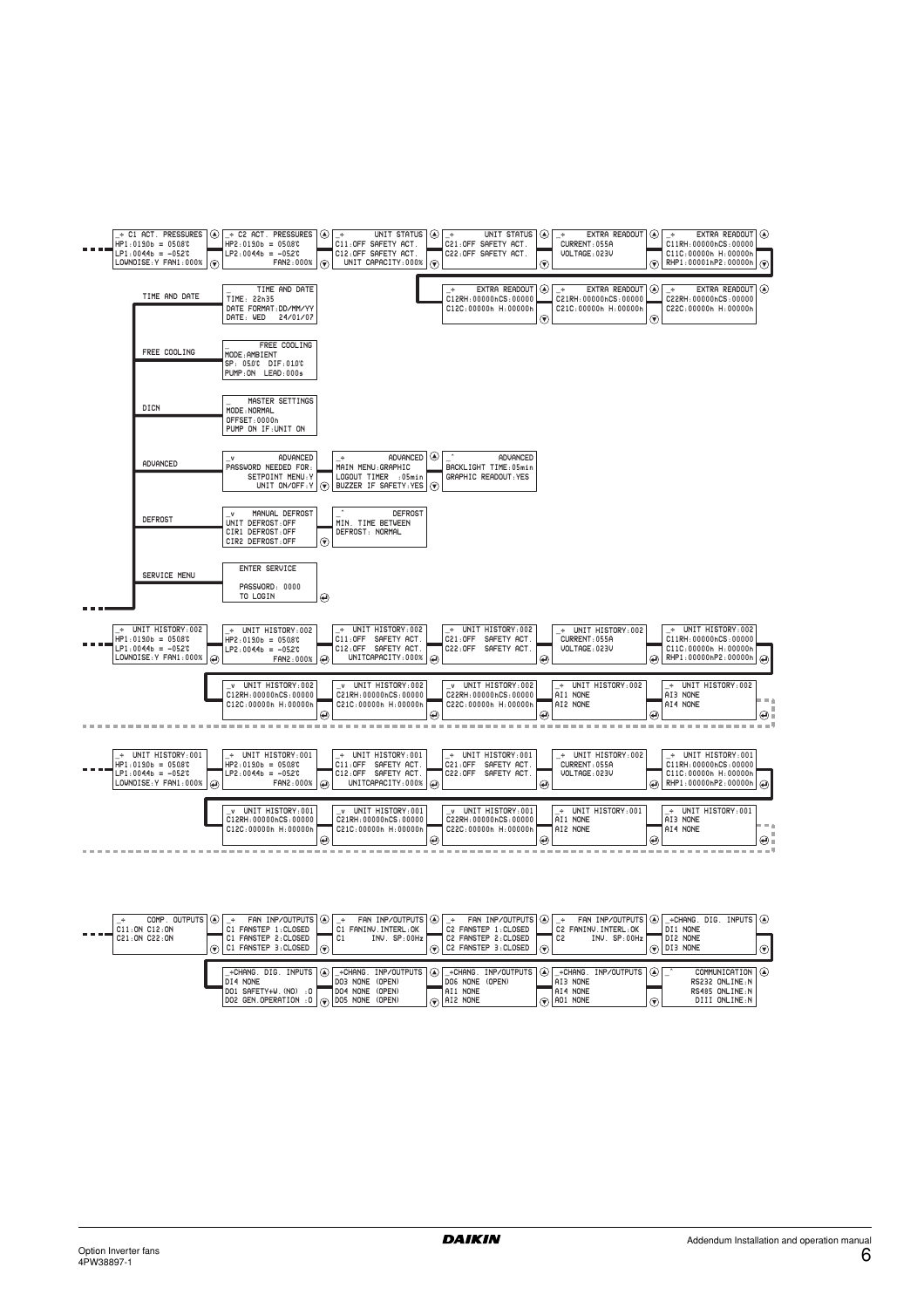```
_+ C1 ACT. PRESSURES
HP1:0190b = 0508°C
LP1:0044b = -052°C
LOWNOISE:Y FAN1:000%

_+ C2 ACT. PRESSURES
HP2:0190b = 0508°C
LP2:0044b = -052°C
FAN2:000%

_+ UNIT STATUS
C11:OFF SAFETY ACT.
C12:OFF SAFETY ACT.
UNIT CAPACITY:000%

_+ UNIT STATUS
C21:OFF SAFETY ACT.
C22:OFF SAFETY ACT.

_+ EXTRA READOUT
CURRENT:055A
VOLTAGE:023V

_+ EXTRA READOUT
C11RH:00000hCS:00000
C11C:00000h H:00000h
RHP1:00001hP2:00000h

_+ EXTRA READOUT
C12RH:00000hCS:00000
C12C:00000h H:00000h

_+ EXTRA READOUT
C21RH:00000hCS:00000
C21C:00000h H:00000h

_+ EXTRA READOUT
C22RH:00000hCS:00000
C22C:00000h H:00000h
```

TIME AND DATE

```
TIME AND DATE
TIME: 22h35
DATE FORMAT:DD/MM/YY
DATE: WED 24/01/07
```

FREE COOLING

```
_ FREE COOLING
MODE:AMBIENT
SP: 050°C DIF:010°C
PUMP:ON LEAD:000s
```

DICN

```
_ MASTER SETTINGS
MODE:NORMAL
OFFSET:0000h
PUMP ON IF:UNIT ON
```

ADVANCED

```
_v ADVANCED
PASSWORD NEEDED FOR:
SETPOINT MENU:Y
UNIT ON/OFF:Y

_+ ADVANCED
MAIN MENU:GRAPHIC
LOGOUT TIMER :05min
BUZZER IF SAFETY:YES

_^ ADVANCED
BACKLIGHT TIME:05min
GRAPHIC READOUT:YES
```

DEFROST

```
_v MANUAL DEFROST
UNIT DEFROST:OFF
CIR1 DEFROST:OFF
CIR2 DEFROST:OFF

_^ DEFROST
MIN. TIME BETWEEN
DEFROST: NORMAL
```

SERVICE MENU

```
ENTER SERVICE
PASSWORD: 0000
TO LOGIN
```

```
_+ UNIT HISTORY:002
HP1:0190b = 0508°C
LP1:0044b = -052°C
LOWNOISE:Y FAN1:000%

_+ UNIT HISTORY:002
HP2:0190b = 0508°C
LP2:0044b = -052°C
FAN2:000%

_+ UNIT HISTORY:002
C11:OFF SAFETY ACT.
C12:OFF SAFETY ACT.
UNITCAPACITY:000%

_+ UNIT HISTORY:002
C21:OFF SAFETY ACT.
C22:OFF SAFETY ACT.

_+ UNIT HISTORY:002
CURRENT:055A
VOLTAGE:023V

_+ UNIT HISTORY:002
C11RH:00000hCS:00000
C11C:00000h H:00000h
RHP1:00000hP2:00000h

_v UNIT HISTORY:002
C12RH:00000hCS:00000
C12C:00000h H:00000h

_v UNIT HISTORY:002
C21RH:00000hCS:00000
C21C:00000h H:00000h

_v UNIT HISTORY:002
C22RH:00000hCS:00000
C22C:00000h H:00000h

_+ UNIT HISTORY:002
AI1 NONE
AI2 NONE

_+ UNIT HISTORY:002
AI3 NONE
AI4 NONE
```

```
_+ UNIT HISTORY:001
HP1:0190b = 0508°C
LP1:0044b = -052°C
LOWNOISE:Y FAN1:000%

_+ UNIT HISTORY:001
HP2:0190b = 0508°C
LP2:0044b = -052°C
FAN2:000%

_+ UNIT HISTORY:001
C11:OFF SAFETY ACT.
C12:OFF SAFETY ACT.
UNITCAPACITY:000%

_+ UNIT HISTORY:001
C21:OFF SAFETY ACT.
C22:OFF SAFETY ACT.

_+ UNIT HISTORY:002
CURRENT:055A
VOLTAGE:023V

_+ UNIT HISTORY:001
C11RH:00000hCS:00000
C11C:00000h H:00000h
RHP1:00000hP2:00000h

_v UNIT HISTORY:001
C12RH:00000hCS:00000
C12C:00000h H:00000h

_v UNIT HISTORY:001
C21RH:00000hCS:00000
C21C:00000h H:00000h

_v UNIT HISTORY:001
C22RH:00000hCS:00000
C22C:00000h H:00000h

_+ UNIT HISTORY:001
AI1 NONE
AI2 NONE

_+ UNIT HISTORY:001
AI3 NONE
AI4 NONE
```

```
_+ COMP. OUTPUTS
C11:ON C12:ON
C21:ON C22:ON

_+ FAN INP/OUTPUTS
C1 FANSTEP 1:CLOSED
C1 FANSTEP 2:CLOSED
C1 FANSTEP 3:CLOSED

_+ FAN INP/OUTPUTS
C1 FANINV.INTERL:OK
C1 INV. SP:00Hz

_+ FAN INP/OUTPUTS
C2 FANSTEP 1:CLOSED
C2 FANSTEP 2:CLOSED
C2 FANSTEP 3:CLOSED

_+ FAN INP/OUTPUTS
C2 FANINV.INTERL:OK
C2 INV. SP:00Hz

_+CHANG. DIG. INPUTS
DI1 NONE
DI2 NONE
DI3 NONE

_+CHANG. DIG. INPUTS
DI4 NONE
DO1 SAFETY+W.(NO) :0
DO2 GEN.OPERATION :0

_+CHANG. INP/OUTPUTS
DO3 NONE (OPEN)
DO4 NONE (OPEN)
DO5 NONE (OPEN)

_+CHANG. INP/OUTPUTS
DO6 NONE (OPEN)
AI1 NONE
AI2 NONE

_+CHANG. INP/OUTPUTS
AI3 NONE
AI4 NONE
AO1 NONE

_^ COMMUNICATION
RS232 ONLINE:N
RS485 ONLINE:N
DIII ONLINE:N
```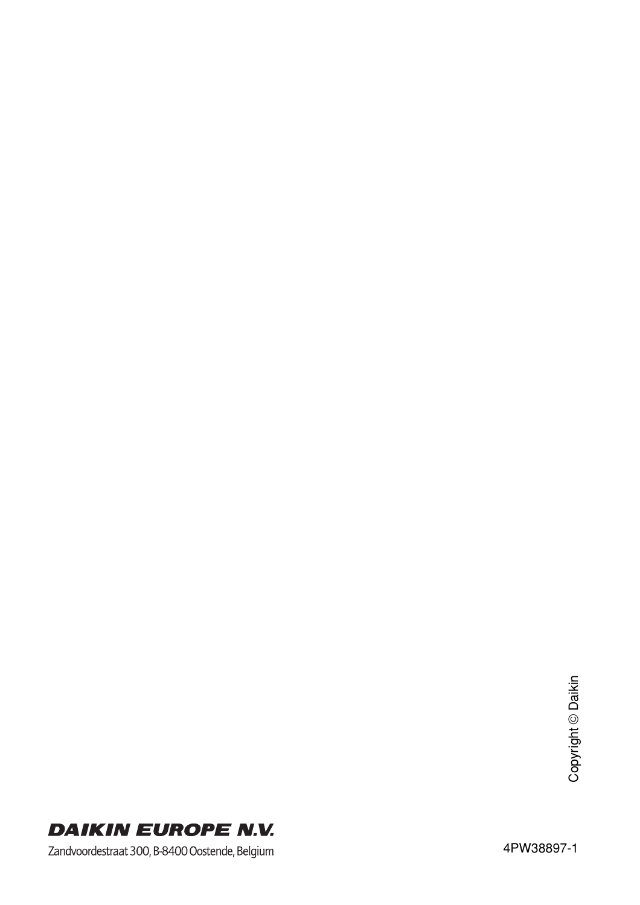Copyright © Daikin

**DAIKIN EUROPE N.V.**

Zandvoordestraat 300, B-8400 Oostende, Belgium

4PW38897-1